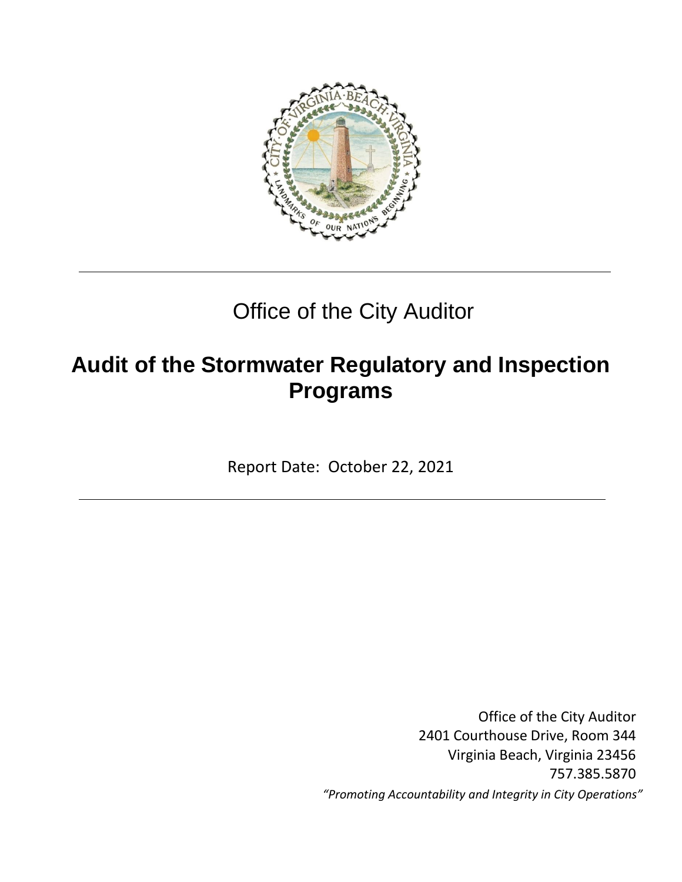Office of the City Auditor

# Audit of the Stormwater Regulatory and Inspection Programs

Report Date: October 22, 2021

Office of the City Auditor
2401 Courthouse Drive, Room 344
Virginia Beach, Virginia 23456
757.385.5870

*"Promoting Accountability and Integrity in City Operations"*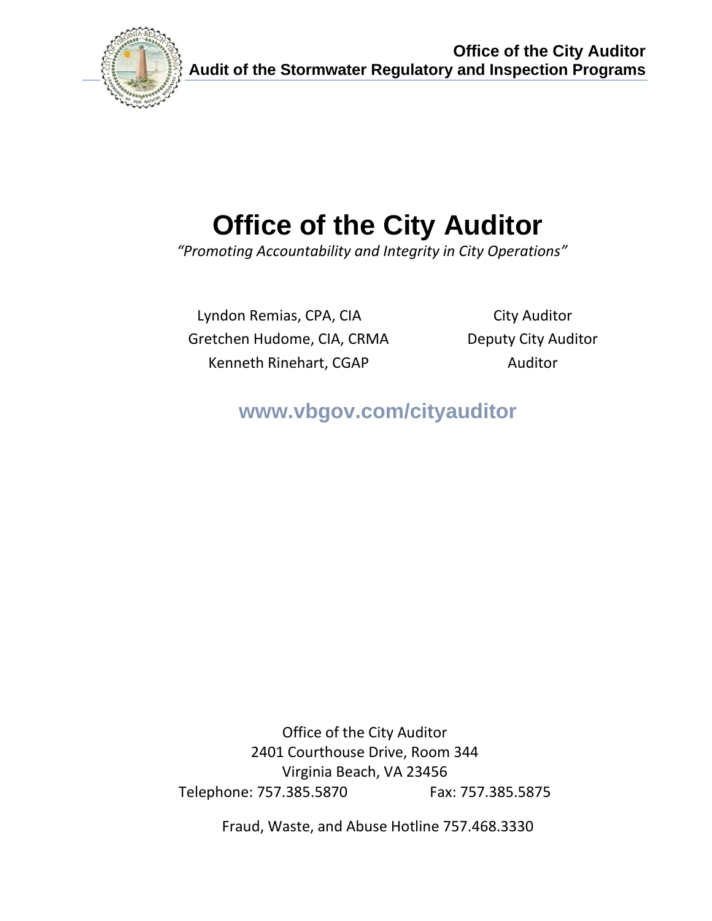# Office of the City Auditor

*"Promoting Accountability and Integrity in City Operations"*

| | |
|---|---|
| Lyndon Remias, CPA, CIA | City Auditor |
| Gretchen Hudome, CIA, CRMA | Deputy City Auditor |
| Kenneth Rinehart, CGAP | Auditor |

**www.vbgov.com/cityauditor**

Office of the City Auditor
2401 Courthouse Drive, Room 344
Virginia Beach, VA 23456
Telephone: 757.385.5870 Fax: 757.385.5875

Fraud, Waste, and Abuse Hotline 757.468.3330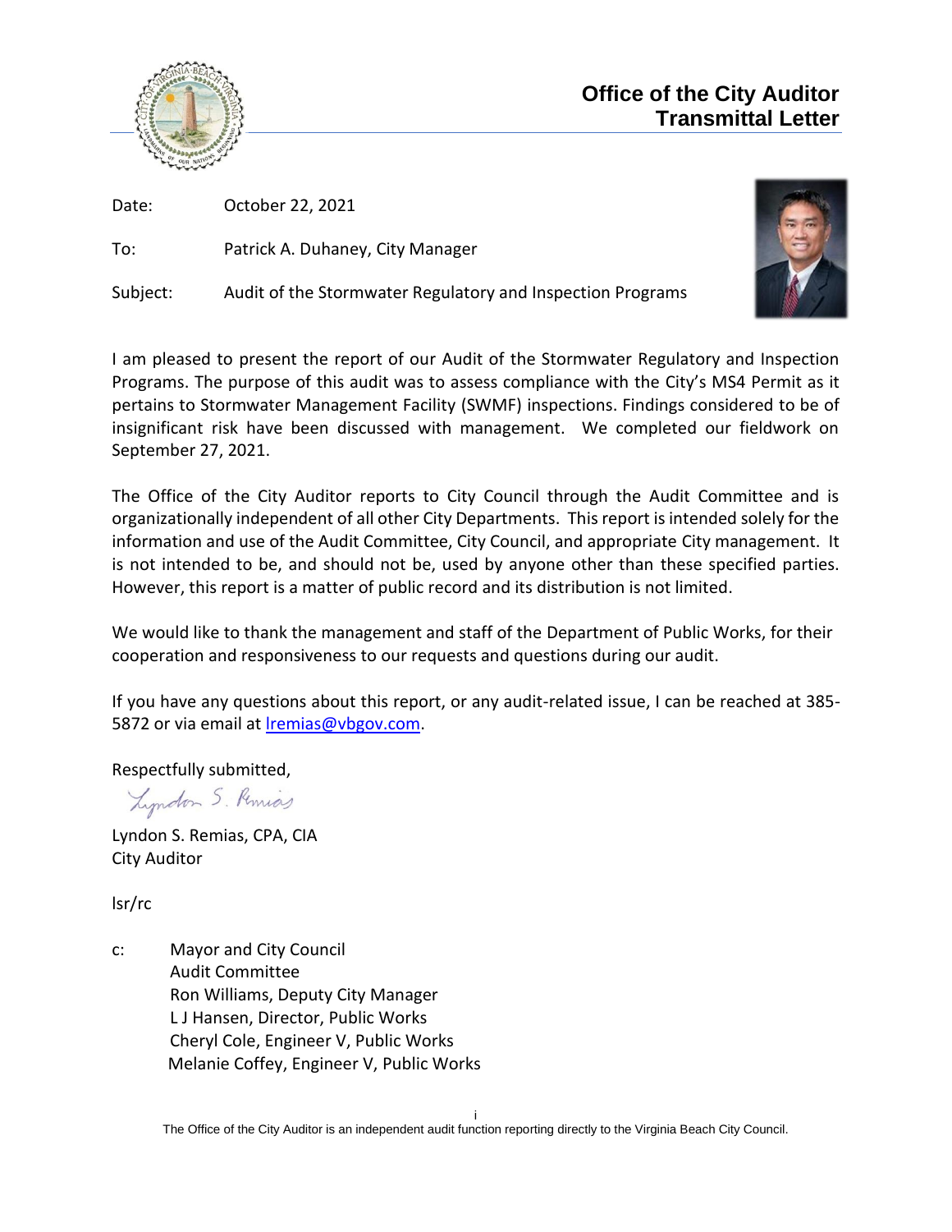# Office of the City Auditor Transmittal Letter

Date: October 22, 2021

To: Patrick A. Duhaney, City Manager

Subject: Audit of the Stormwater Regulatory and Inspection Programs

I am pleased to present the report of our Audit of the Stormwater Regulatory and Inspection Programs. The purpose of this audit was to assess compliance with the City's MS4 Permit as it pertains to Stormwater Management Facility (SWMF) inspections. Findings considered to be of insignificant risk have been discussed with management. We completed our fieldwork on September 27, 2021.

The Office of the City Auditor reports to City Council through the Audit Committee and is organizationally independent of all other City Departments. This report is intended solely for the information and use of the Audit Committee, City Council, and appropriate City management. It is not intended to be, and should not be, used by anyone other than these specified parties. However, this report is a matter of public record and its distribution is not limited.

We would like to thank the management and staff of the Department of Public Works, for their cooperation and responsiveness to our requests and questions during our audit.

If you have any questions about this report, or any audit-related issue, I can be reached at 385-5872 or via email at lremias@vbgov.com.

Respectfully submitted,

Lyndon S. Remias

Lyndon S. Remias, CPA, CIA
City Auditor

lsr/rc

c: Mayor and City Council
Audit Committee
Ron Williams, Deputy City Manager
L J Hansen, Director, Public Works
Cheryl Cole, Engineer V, Public Works
Melanie Coffey, Engineer V, Public Works

The Office of the City Auditor is an independent audit function reporting directly to the Virginia Beach City Council.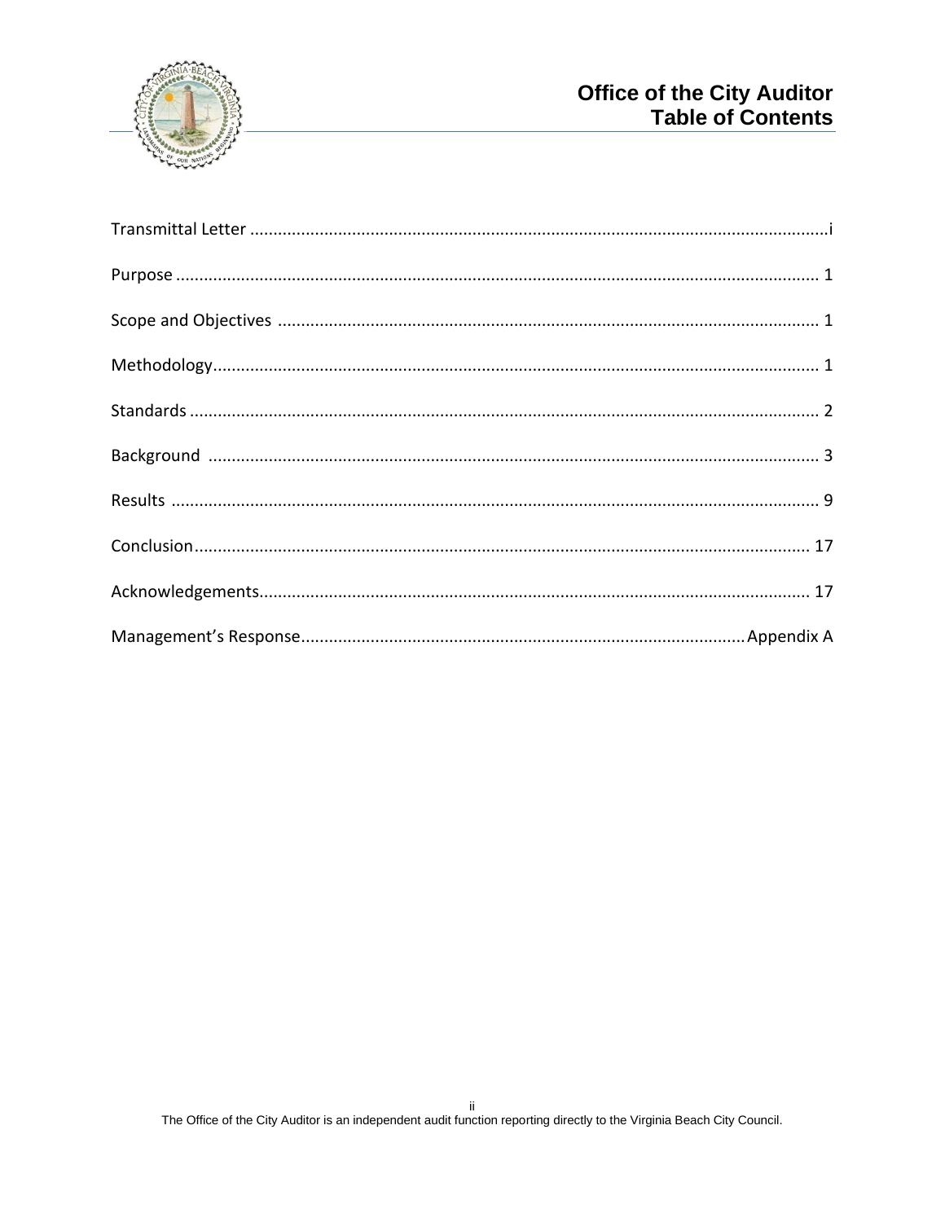# Office of the City Auditor
## Table of Contents

Transmittal Letter ........................................................................................................................i

Purpose ...................................................................................................................................... 1

Scope and Objectives .................................................................................................................. 1

Methodology................................................................................................................................ 1

Standards ..................................................................................................................................... 2

Background .................................................................................................................................. 3

Results ......................................................................................................................................... 9

Conclusion.................................................................................................................................. 17

Acknowledgements..................................................................................................................... 17

Management's Response.............................................................................................. Appendix A

The Office of the City Auditor is an independent audit function reporting directly to the Virginia Beach City Council.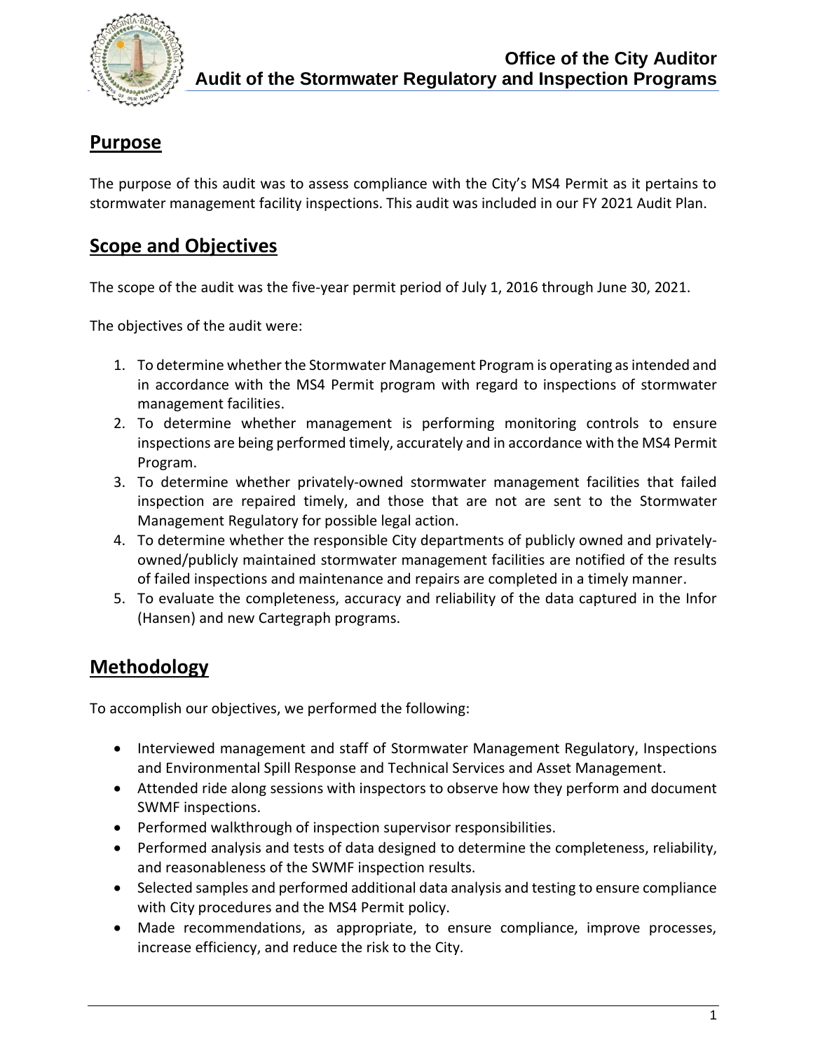## Purpose

The purpose of this audit was to assess compliance with the City's MS4 Permit as it pertains to stormwater management facility inspections. This audit was included in our FY 2021 Audit Plan.

## Scope and Objectives

The scope of the audit was the five-year permit period of July 1, 2016 through June 30, 2021.

The objectives of the audit were:

1. To determine whether the Stormwater Management Program is operating as intended and in accordance with the MS4 Permit program with regard to inspections of stormwater management facilities.
2. To determine whether management is performing monitoring controls to ensure inspections are being performed timely, accurately and in accordance with the MS4 Permit Program.
3. To determine whether privately-owned stormwater management facilities that failed inspection are repaired timely, and those that are not are sent to the Stormwater Management Regulatory for possible legal action.
4. To determine whether the responsible City departments of publicly owned and privately-owned/publicly maintained stormwater management facilities are notified of the results of failed inspections and maintenance and repairs are completed in a timely manner.
5. To evaluate the completeness, accuracy and reliability of the data captured in the Infor (Hansen) and new Cartegraph programs.

## Methodology

To accomplish our objectives, we performed the following:

- Interviewed management and staff of Stormwater Management Regulatory, Inspections and Environmental Spill Response and Technical Services and Asset Management.
- Attended ride along sessions with inspectors to observe how they perform and document SWMF inspections.
- Performed walkthrough of inspection supervisor responsibilities.
- Performed analysis and tests of data designed to determine the completeness, reliability, and reasonableness of the SWMF inspection results.
- Selected samples and performed additional data analysis and testing to ensure compliance with City procedures and the MS4 Permit policy.
- Made recommendations, as appropriate, to ensure compliance, improve processes, increase efficiency, and reduce the risk to the City.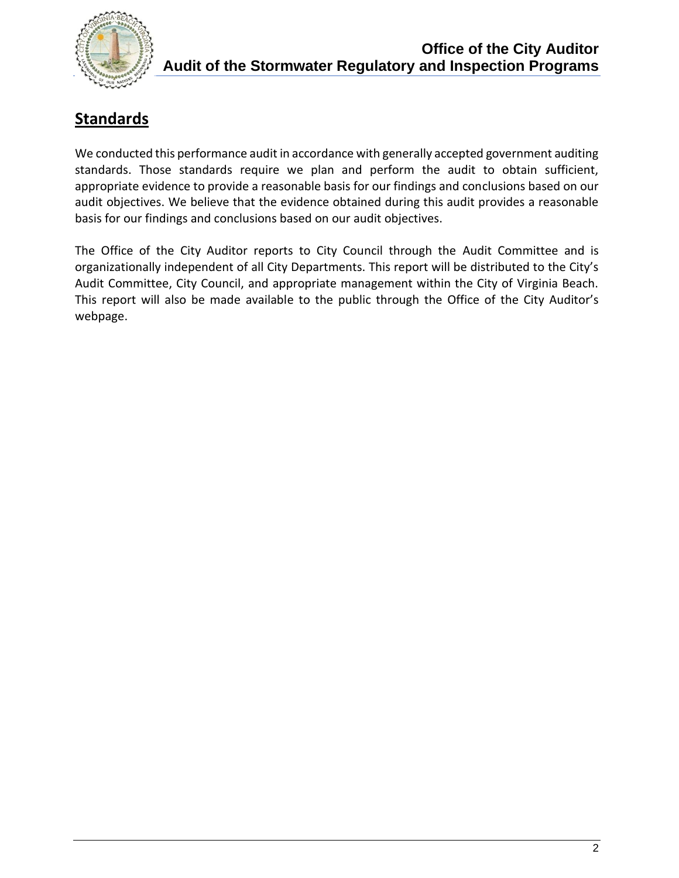## Standards

We conducted this performance audit in accordance with generally accepted government auditing standards. Those standards require we plan and perform the audit to obtain sufficient, appropriate evidence to provide a reasonable basis for our findings and conclusions based on our audit objectives. We believe that the evidence obtained during this audit provides a reasonable basis for our findings and conclusions based on our audit objectives.

The Office of the City Auditor reports to City Council through the Audit Committee and is organizationally independent of all City Departments. This report will be distributed to the City's Audit Committee, City Council, and appropriate management within the City of Virginia Beach. This report will also be made available to the public through the Office of the City Auditor's webpage.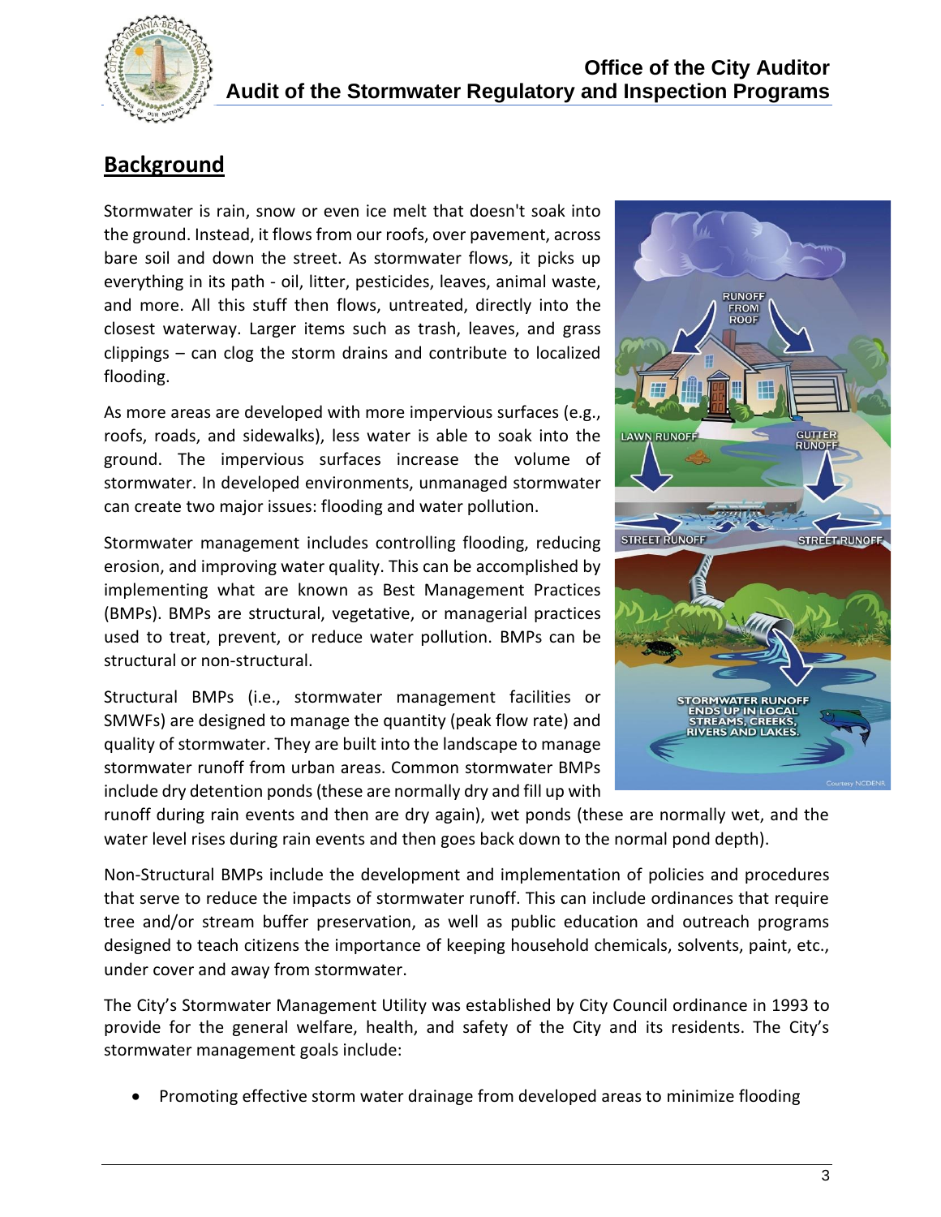## Background

Stormwater is rain, snow or even ice melt that doesn't soak into the ground. Instead, it flows from our roofs, over pavement, across bare soil and down the street. As stormwater flows, it picks up everything in its path - oil, litter, pesticides, leaves, animal waste, and more. All this stuff then flows, untreated, directly into the closest waterway. Larger items such as trash, leaves, and grass clippings – can clog the storm drains and contribute to localized flooding.

As more areas are developed with more impervious surfaces (e.g., roofs, roads, and sidewalks), less water is able to soak into the ground. The impervious surfaces increase the volume of stormwater. In developed environments, unmanaged stormwater can create two major issues: flooding and water pollution.

Stormwater management includes controlling flooding, reducing erosion, and improving water quality. This can be accomplished by implementing what are known as Best Management Practices (BMPs). BMPs are structural, vegetative, or managerial practices used to treat, prevent, or reduce water pollution. BMPs can be structural or non-structural.

Structural BMPs (i.e., stormwater management facilities or SMWFs) are designed to manage the quantity (peak flow rate) and quality of stormwater. They are built into the landscape to manage stormwater runoff from urban areas. Common stormwater BMPs include dry detention ponds (these are normally dry and fill up with runoff during rain events and then are dry again), wet ponds (these are normally wet, and the water level rises during rain events and then goes back down to the normal pond depth).

Non-Structural BMPs include the development and implementation of policies and procedures that serve to reduce the impacts of stormwater runoff. This can include ordinances that require tree and/or stream buffer preservation, as well as public education and outreach programs designed to teach citizens the importance of keeping household chemicals, solvents, paint, etc., under cover and away from stormwater.

The City's Stormwater Management Utility was established by City Council ordinance in 1993 to provide for the general welfare, health, and safety of the City and its residents. The City's stormwater management goals include:

- Promoting effective storm water drainage from developed areas to minimize flooding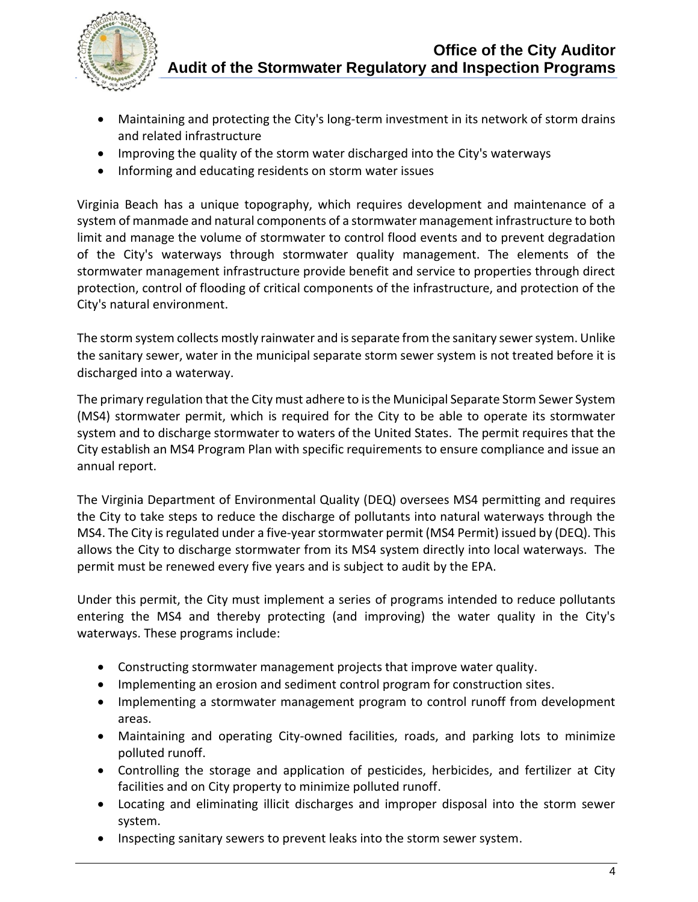- Maintaining and protecting the City's long-term investment in its network of storm drains and related infrastructure
- Improving the quality of the storm water discharged into the City's waterways
- Informing and educating residents on storm water issues

Virginia Beach has a unique topography, which requires development and maintenance of a system of manmade and natural components of a stormwater management infrastructure to both limit and manage the volume of stormwater to control flood events and to prevent degradation of the City's waterways through stormwater quality management. The elements of the stormwater management infrastructure provide benefit and service to properties through direct protection, control of flooding of critical components of the infrastructure, and protection of the City's natural environment.

The storm system collects mostly rainwater and is separate from the sanitary sewer system. Unlike the sanitary sewer, water in the municipal separate storm sewer system is not treated before it is discharged into a waterway.

The primary regulation that the City must adhere to is the Municipal Separate Storm Sewer System (MS4) stormwater permit, which is required for the City to be able to operate its stormwater system and to discharge stormwater to waters of the United States. The permit requires that the City establish an MS4 Program Plan with specific requirements to ensure compliance and issue an annual report.

The Virginia Department of Environmental Quality (DEQ) oversees MS4 permitting and requires the City to take steps to reduce the discharge of pollutants into natural waterways through the MS4. The City is regulated under a five-year stormwater permit (MS4 Permit) issued by (DEQ). This allows the City to discharge stormwater from its MS4 system directly into local waterways. The permit must be renewed every five years and is subject to audit by the EPA.

Under this permit, the City must implement a series of programs intended to reduce pollutants entering the MS4 and thereby protecting (and improving) the water quality in the City's waterways. These programs include:

- Constructing stormwater management projects that improve water quality.
- Implementing an erosion and sediment control program for construction sites.
- Implementing a stormwater management program to control runoff from development areas.
- Maintaining and operating City-owned facilities, roads, and parking lots to minimize polluted runoff.
- Controlling the storage and application of pesticides, herbicides, and fertilizer at City facilities and on City property to minimize polluted runoff.
- Locating and eliminating illicit discharges and improper disposal into the storm sewer system.
- Inspecting sanitary sewers to prevent leaks into the storm sewer system.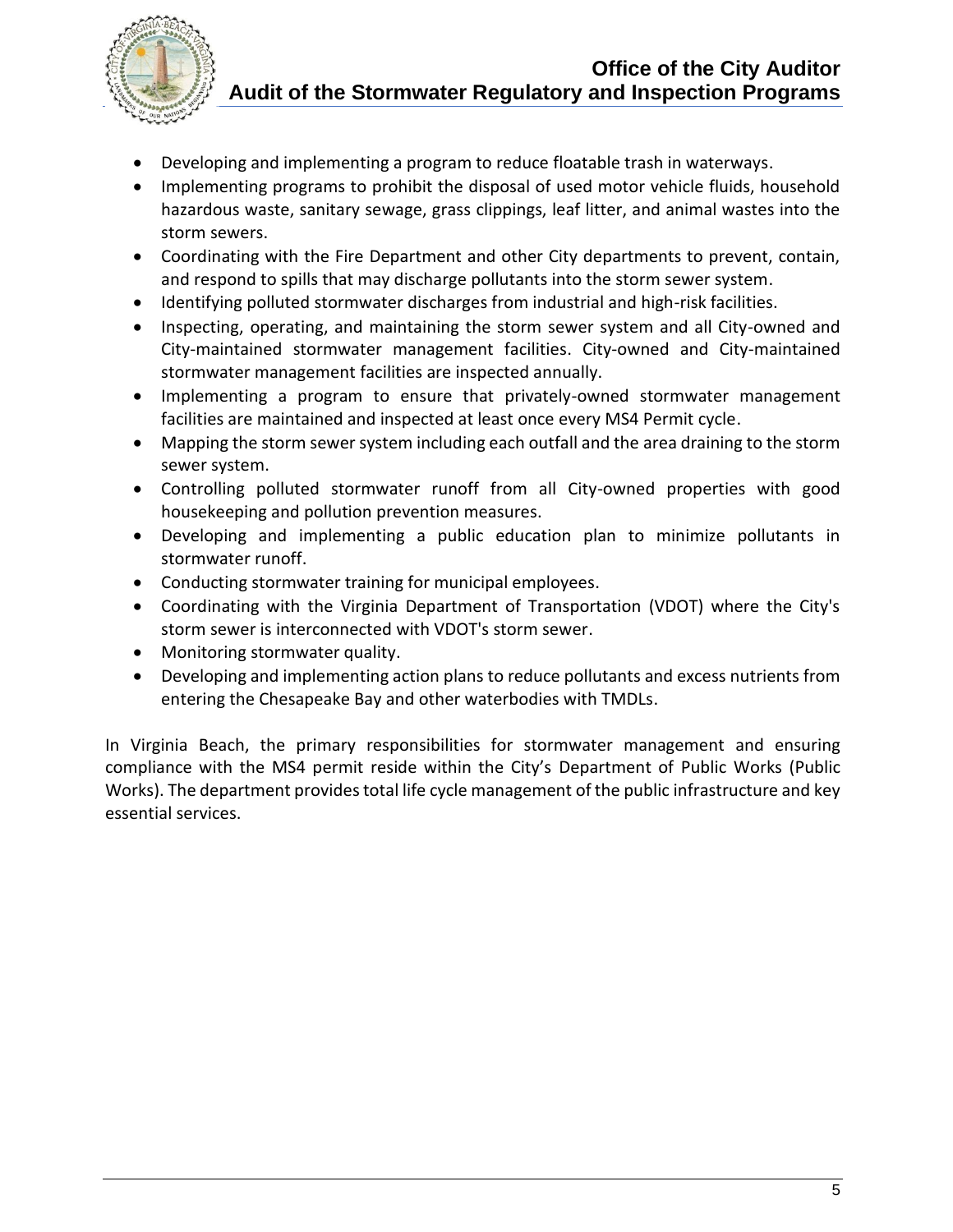- Developing and implementing a program to reduce floatable trash in waterways.
- Implementing programs to prohibit the disposal of used motor vehicle fluids, household hazardous waste, sanitary sewage, grass clippings, leaf litter, and animal wastes into the storm sewers.
- Coordinating with the Fire Department and other City departments to prevent, contain, and respond to spills that may discharge pollutants into the storm sewer system.
- Identifying polluted stormwater discharges from industrial and high-risk facilities.
- Inspecting, operating, and maintaining the storm sewer system and all City-owned and City-maintained stormwater management facilities. City-owned and City-maintained stormwater management facilities are inspected annually.
- Implementing a program to ensure that privately-owned stormwater management facilities are maintained and inspected at least once every MS4 Permit cycle.
- Mapping the storm sewer system including each outfall and the area draining to the storm sewer system.
- Controlling polluted stormwater runoff from all City-owned properties with good housekeeping and pollution prevention measures.
- Developing and implementing a public education plan to minimize pollutants in stormwater runoff.
- Conducting stormwater training for municipal employees.
- Coordinating with the Virginia Department of Transportation (VDOT) where the City's storm sewer is interconnected with VDOT's storm sewer.
- Monitoring stormwater quality.
- Developing and implementing action plans to reduce pollutants and excess nutrients from entering the Chesapeake Bay and other waterbodies with TMDLs.

In Virginia Beach, the primary responsibilities for stormwater management and ensuring compliance with the MS4 permit reside within the City's Department of Public Works (Public Works). The department provides total life cycle management of the public infrastructure and key essential services.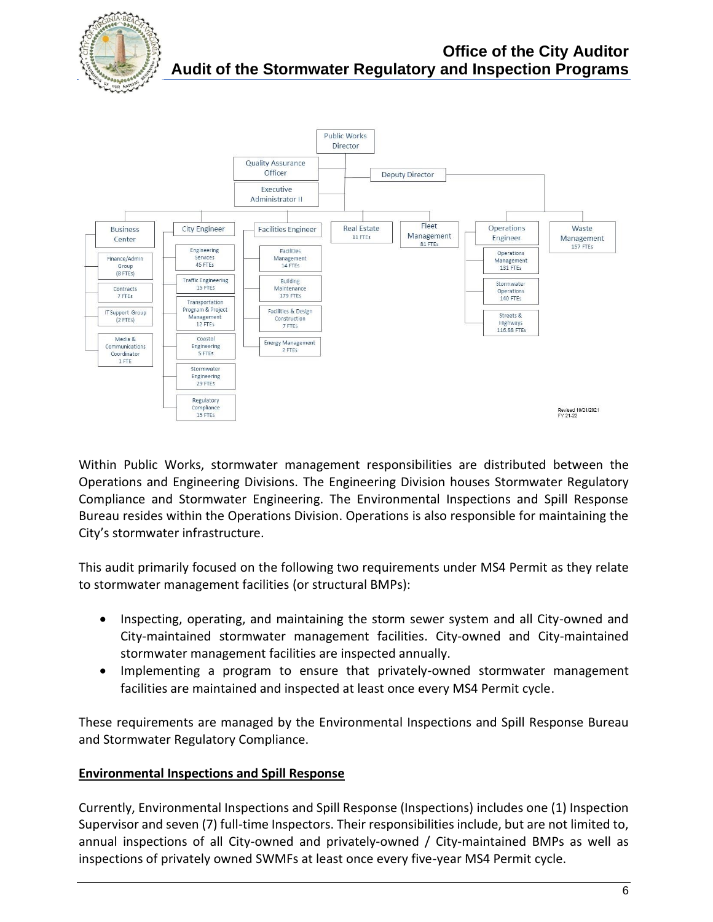Public Works Director

Quality Assurance Officer

Executive Administrator II

Deputy Director

- Business Center
  - Finance/Admin Group (8 FTEs)
  - Contracts 7 FTEs
  - IT Support Group (2 FTEs)
  - Media & Communications Coordinator 1 FTE
- City Engineer
  - Engineering Services 45 FTEs
  - Traffic Engineering 15 FTEs
  - Transportation Program & Project Management 12 FTEs
  - Coastal Engineering 5 FTEs
  - Stormwater Engineering 29 FTEs
  - Regulatory Compliance 15 FTEs
- Facilities Engineer
  - Facilities Management 14 FTEs
  - Building Maintenance 179 FTEs
  - Facilities & Design Construction 7 FTEs
  - Energy Management 2 FTEs
- Real Estate 11 FTEs
- Fleet Management 81 FTEs
- Operations Engineer
  - Operations Management 131 FTEs
  - Stormwater Operations 140 FTEs
  - Streets & Highways 116.88 FTEs
- Waste Management 157 FTEs

Revised 10/21/2021 FY 21-22

Within Public Works, stormwater management responsibilities are distributed between the Operations and Engineering Divisions. The Engineering Division houses Stormwater Regulatory Compliance and Stormwater Engineering. The Environmental Inspections and Spill Response Bureau resides within the Operations Division. Operations is also responsible for maintaining the City's stormwater infrastructure.

This audit primarily focused on the following two requirements under MS4 Permit as they relate to stormwater management facilities (or structural BMPs):

- Inspecting, operating, and maintaining the storm sewer system and all City-owned and City-maintained stormwater management facilities. City-owned and City-maintained stormwater management facilities are inspected annually.
- Implementing a program to ensure that privately-owned stormwater management facilities are maintained and inspected at least once every MS4 Permit cycle.

These requirements are managed by the Environmental Inspections and Spill Response Bureau and Stormwater Regulatory Compliance.

**Environmental Inspections and Spill Response**

Currently, Environmental Inspections and Spill Response (Inspections) includes one (1) Inspection Supervisor and seven (7) full-time Inspectors. Their responsibilities include, but are not limited to, annual inspections of all City-owned and privately-owned / City-maintained BMPs as well as inspections of privately owned SWMFs at least once every five-year MS4 Permit cycle.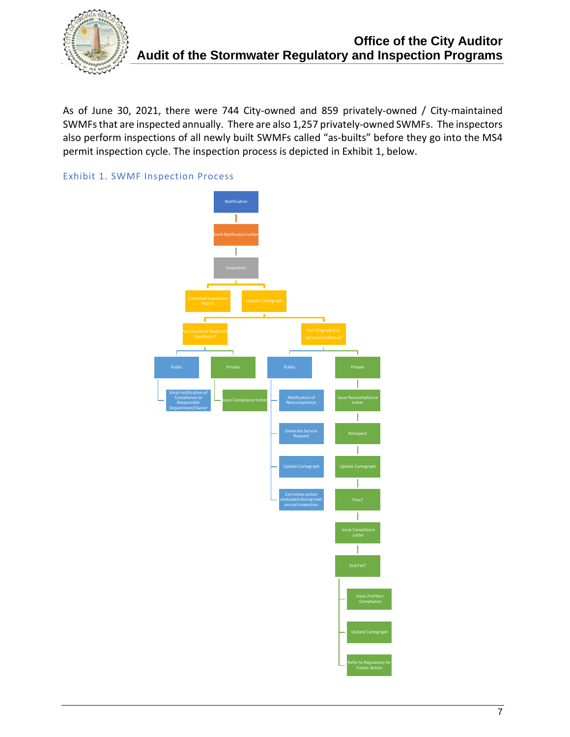As of June 30, 2021, there were 744 City-owned and 859 privately-owned / City-maintained SWMFs that are inspected annually. There are also 1,257 privately-owned SWMFs. The inspectors also perform inspections of all newly built SWMFs called "as-builts" before they go into the MS4 permit inspection cycle. The inspection process is depicted in Exhibit 1, below.

### Exhibit 1. SWMF Inspection Process

- Notification
  - Send Notification Letter
    - Inspection
      - Complete Inspection Report
      - Update Cartegraph
        - Pass (Good or Moderate Condition)?
          - Public
            - Email notification of Compliance to Responsible Department/Owner
          - Private
            - Issue Compliance Letter
        - Fail (Degraded or Serious Condition)?
          - Public
            - Notification of Noncompliance
            - Generate Service Request
            - Update Cartegraph
            - Corrective action evaluated during next annual inspection
          - Private
            - Issue Noncompliance Letter
            - Reinspect
            - Update Cartegraph
            - Pass?
            - Issue Compliance Letter
            - 2nd Fail?
              - Issue 2nd Non-Compliance
              - Update Cartegraph
              - Refer to Regulatory for Futher Action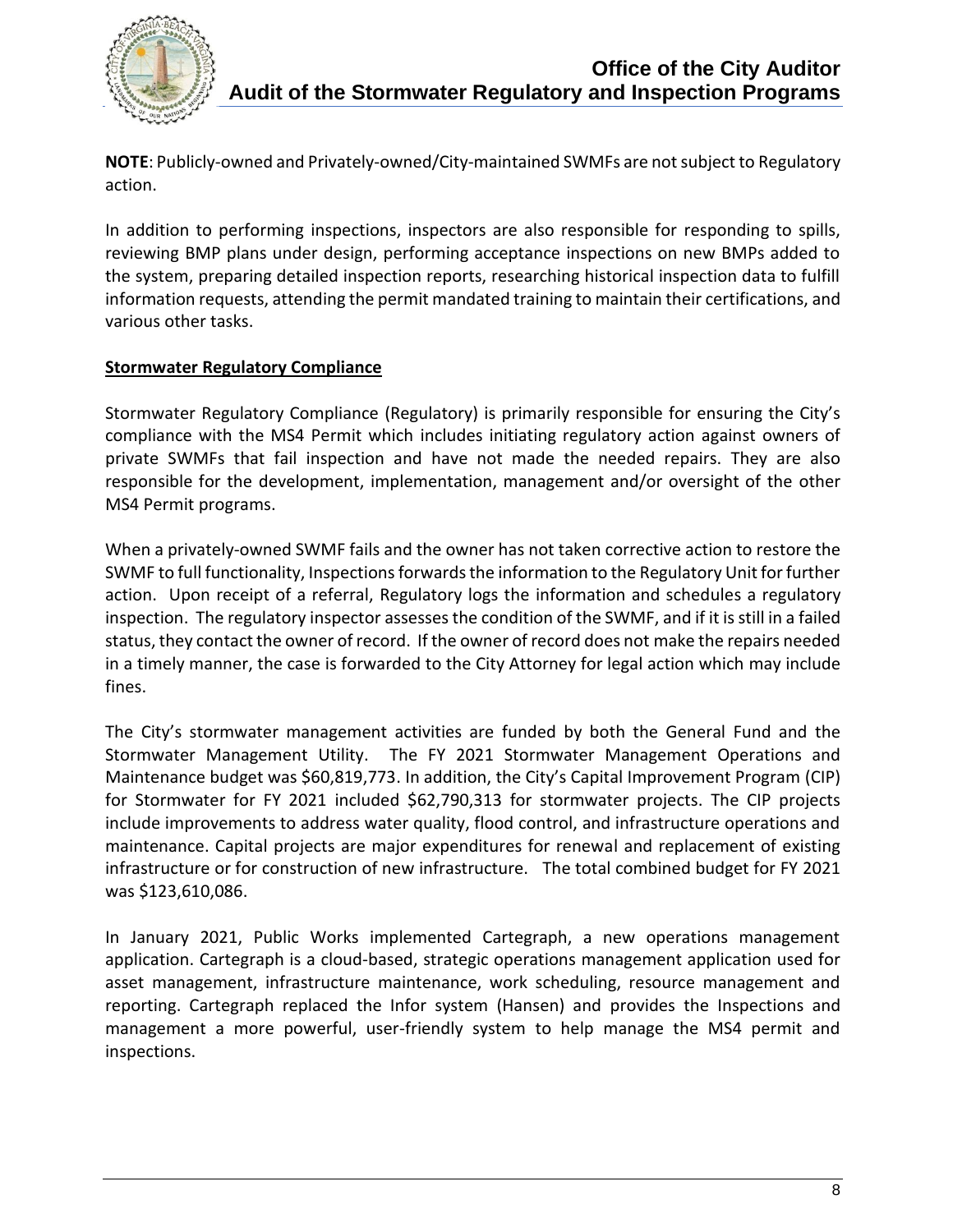**NOTE**: Publicly-owned and Privately-owned/City-maintained SWMFs are not subject to Regulatory action.

In addition to performing inspections, inspectors are also responsible for responding to spills, reviewing BMP plans under design, performing acceptance inspections on new BMPs added to the system, preparing detailed inspection reports, researching historical inspection data to fulfill information requests, attending the permit mandated training to maintain their certifications, and various other tasks.

**Stormwater Regulatory Compliance**

Stormwater Regulatory Compliance (Regulatory) is primarily responsible for ensuring the City's compliance with the MS4 Permit which includes initiating regulatory action against owners of private SWMFs that fail inspection and have not made the needed repairs. They are also responsible for the development, implementation, management and/or oversight of the other MS4 Permit programs.

When a privately-owned SWMF fails and the owner has not taken corrective action to restore the SWMF to full functionality, Inspections forwards the information to the Regulatory Unit for further action. Upon receipt of a referral, Regulatory logs the information and schedules a regulatory inspection. The regulatory inspector assesses the condition of the SWMF, and if it is still in a failed status, they contact the owner of record. If the owner of record does not make the repairs needed in a timely manner, the case is forwarded to the City Attorney for legal action which may include fines.

The City's stormwater management activities are funded by both the General Fund and the Stormwater Management Utility. The FY 2021 Stormwater Management Operations and Maintenance budget was $60,819,773. In addition, the City's Capital Improvement Program (CIP) for Stormwater for FY 2021 included $62,790,313 for stormwater projects. The CIP projects include improvements to address water quality, flood control, and infrastructure operations and maintenance. Capital projects are major expenditures for renewal and replacement of existing infrastructure or for construction of new infrastructure. The total combined budget for FY 2021 was $123,610,086.

In January 2021, Public Works implemented Cartegraph, a new operations management application. Cartegraph is a cloud-based, strategic operations management application used for asset management, infrastructure maintenance, work scheduling, resource management and reporting. Cartegraph replaced the Infor system (Hansen) and provides the Inspections and management a more powerful, user-friendly system to help manage the MS4 permit and inspections.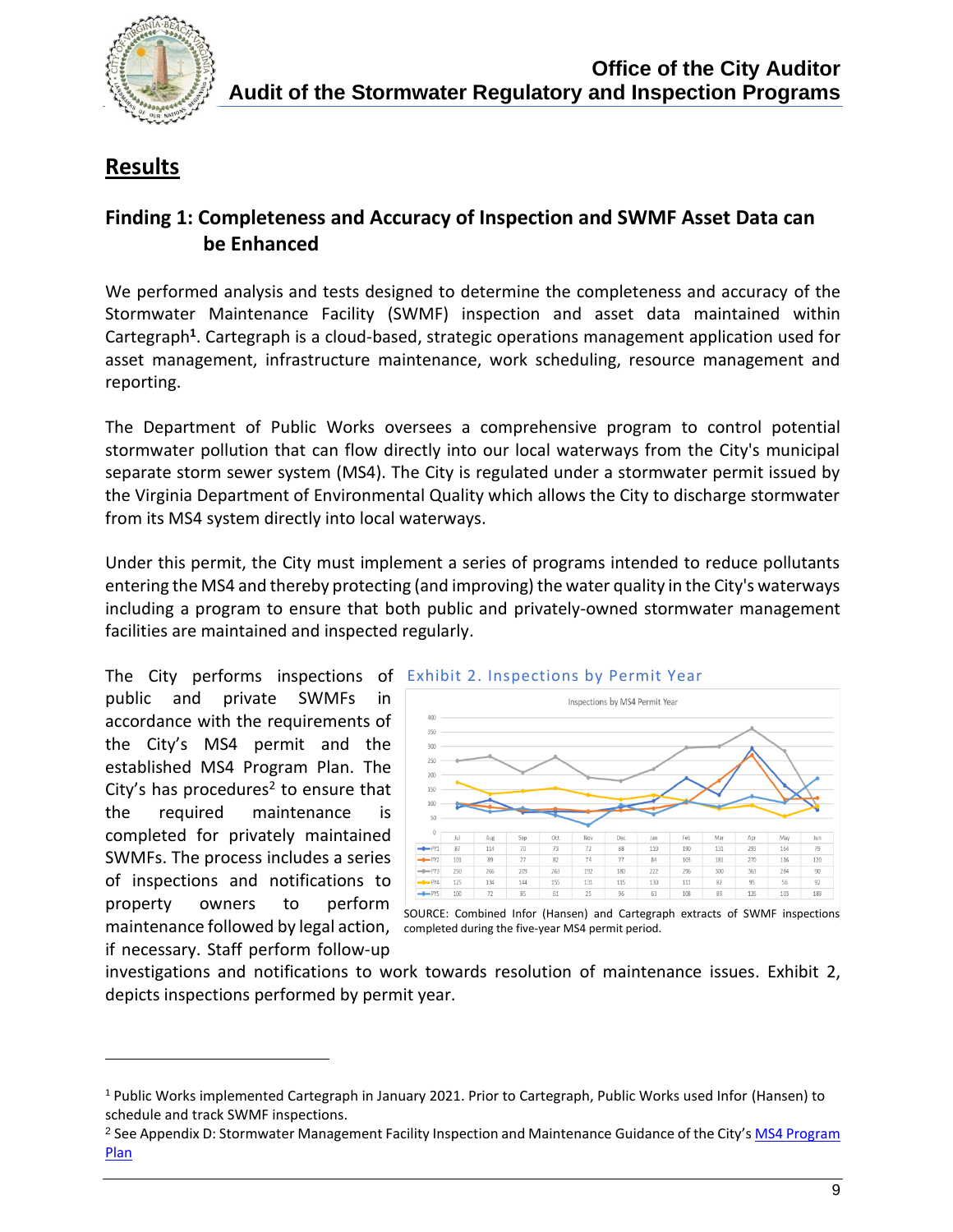# Results

## Finding 1: Completeness and Accuracy of Inspection and SWMF Asset Data can be Enhanced

We performed analysis and tests designed to determine the completeness and accuracy of the Stormwater Maintenance Facility (SWMF) inspection and asset data maintained within Cartegraph[1]. Cartegraph is a cloud-based, strategic operations management application used for asset management, infrastructure maintenance, work scheduling, resource management and reporting.

The Department of Public Works oversees a comprehensive program to control potential stormwater pollution that can flow directly into our local waterways from the City's municipal separate storm sewer system (MS4). The City is regulated under a stormwater permit issued by the Virginia Department of Environmental Quality which allows the City to discharge stormwater from its MS4 system directly into local waterways.

Under this permit, the City must implement a series of programs intended to reduce pollutants entering the MS4 and thereby protecting (and improving) the water quality in the City's waterways including a program to ensure that both public and privately-owned stormwater management facilities are maintained and inspected regularly.

The City performs inspections of public and private SWMFs in accordance with the requirements of the City's MS4 permit and the established MS4 Program Plan. The City's has procedures[2] to ensure that the required maintenance is completed for privately maintained SWMFs. The process includes a series of inspections and notifications to property owners to perform maintenance followed by legal action, if necessary. Staff perform follow-up investigations and notifications to work towards resolution of maintenance issues. Exhibit 2, depicts inspections performed by permit year.

Exhibit 2. Inspections by Permit Year

Inspections by MS4 Permit Year

| | Jul | Aug | Sep | Oct | Nov | Dec | Jan | Feb | Mar | Apr | May | Jun |
|---|---|---|---|---|---|---|---|---|---|---|---|---|
| PY1 | 87 | 114 | 70 | 73 | 72 | 88 | 110 | 190 | 131 | 293 | 164 | 79 |
| PY2 | 101 | 89 | 77 | 82 | 74 | 77 | 84 | 103 | 181 | 270 | 116 | 120 |
| PY3 | 250 | 266 | 209 | 263 | 192 | 180 | 222 | 296 | 300 | 363 | 284 | 90 |
| PY4 | 175 | 134 | 144 | 155 | 131 | 115 | 130 | 111 | 82 | 95 | 56 | 92 |
| PY5 | 100 | 72 | 85 | 61 | 25 | 96 | 63 | 108 | 89 | 126 | 103 | 189 |

SOURCE: Combined Infor (Hansen) and Cartegraph extracts of SWMF inspections completed during the five-year MS4 permit period.

---

[1] Public Works implemented Cartegraph in January 2021. Prior to Cartegraph, Public Works used Infor (Hansen) to schedule and track SWMF inspections.

[2] See Appendix D: Stormwater Management Facility Inspection and Maintenance Guidance of the City's MS4 Program Plan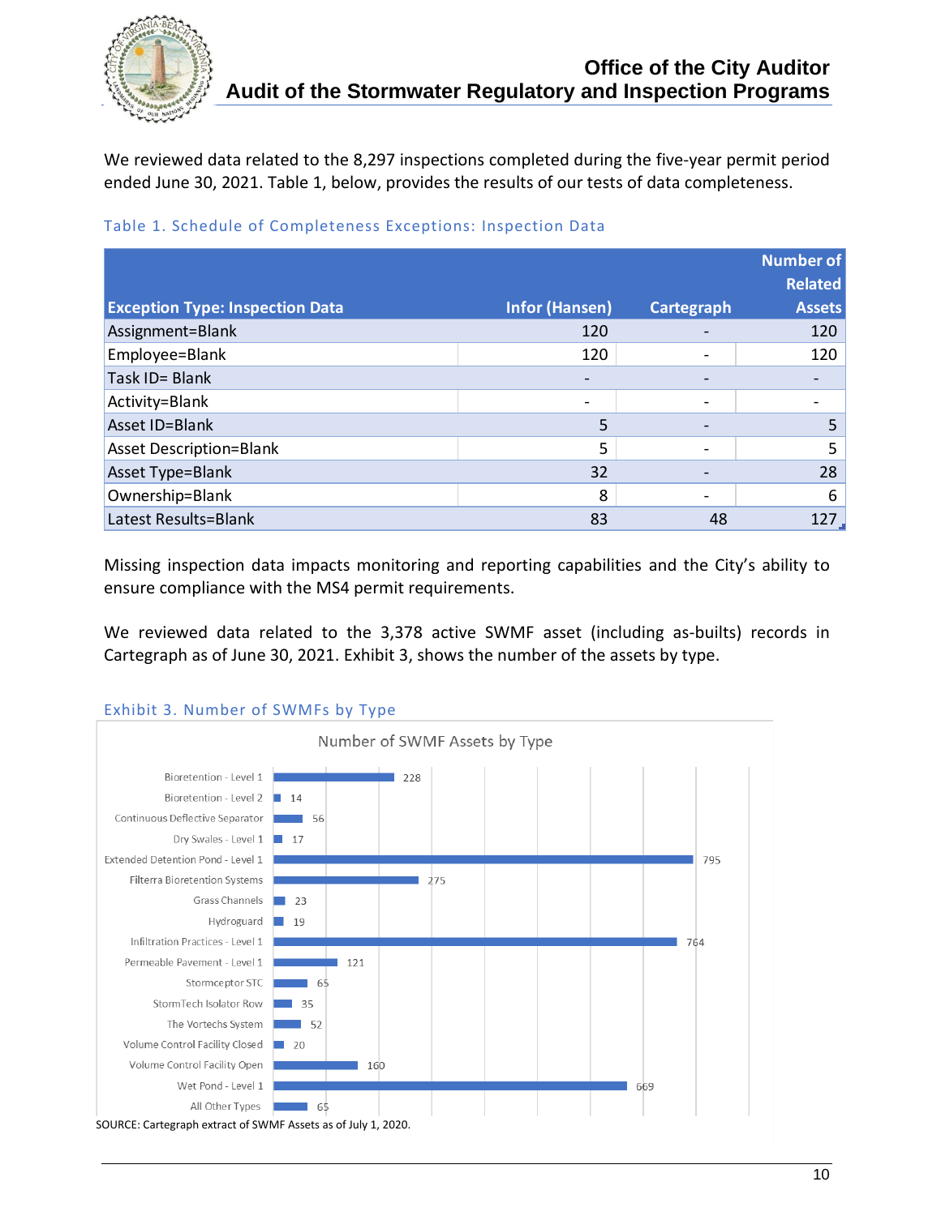We reviewed data related to the 8,297 inspections completed during the five-year permit period ended June 30, 2021. Table 1, below, provides the results of our tests of data completeness.

Table 1. Schedule of Completeness Exceptions: Inspection Data

| Exception Type: Inspection Data | Infor (Hansen) | Cartegraph | Number of Related Assets |
|---|---|---|---|
| Assignment=Blank | 120 | - | 120 |
| Employee=Blank | 120 | - | 120 |
| Task ID= Blank | - | - | - |
| Activity=Blank | - | - | - |
| Asset ID=Blank | 5 | - | 5 |
| Asset Description=Blank | 5 | - | 5 |
| Asset Type=Blank | 32 | - | 28 |
| Ownership=Blank | 8 | - | 6 |
| Latest Results=Blank | 83 | 48 | 127 |

Missing inspection data impacts monitoring and reporting capabilities and the City's ability to ensure compliance with the MS4 permit requirements.

We reviewed data related to the 3,378 active SWMF asset (including as-builts) records in Cartegraph as of June 30, 2021. Exhibit 3, shows the number of the assets by type.

Exhibit 3. Number of SWMFs by Type

Number of SWMF Assets by Type

| Type | Number |
|---|---|
| Bioretention - Level 1 | 228 |
| Bioretention - Level 2 | 14 |
| Continuous Deflective Separator | 56 |
| Dry Swales - Level 1 | 17 |
| Extended Detention Pond - Level 1 | 795 |
| Filterra Bioretention Systems | 275 |
| Grass Channels | 23 |
| Hydroguard | 19 |
| Infiltration Practices - Level 1 | 764 |
| Permeable Pavement - Level 1 | 121 |
| Stormceptor STC | 65 |
| StormTech Isolator Row | 35 |
| The Vortechs System | 52 |
| Volume Control Facility Closed | 20 |
| Volume Control Facility Open | 160 |
| Wet Pond - Level 1 | 669 |
| All Other Types | 65 |

SOURCE: Cartegraph extract of SWMF Assets as of July 1, 2020.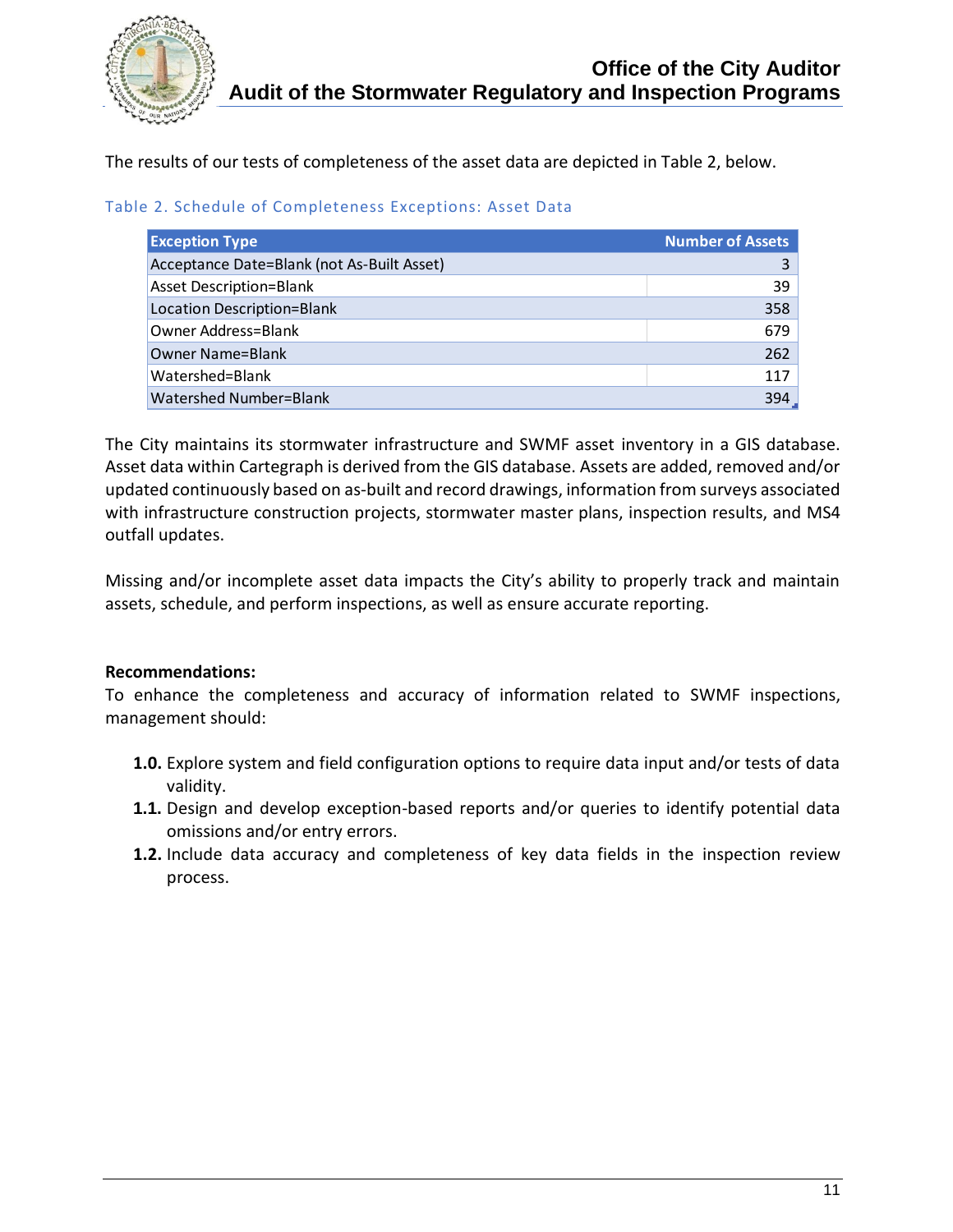The results of our tests of completeness of the asset data are depicted in Table 2, below.

Table 2. Schedule of Completeness Exceptions: Asset Data

| Exception Type | Number of Assets |
|---|---|
| Acceptance Date=Blank (not As-Built Asset) | 3 |
| Asset Description=Blank | 39 |
| Location Description=Blank | 358 |
| Owner Address=Blank | 679 |
| Owner Name=Blank | 262 |
| Watershed=Blank | 117 |
| Watershed Number=Blank | 394 |

The City maintains its stormwater infrastructure and SWMF asset inventory in a GIS database. Asset data within Cartegraph is derived from the GIS database. Assets are added, removed and/or updated continuously based on as-built and record drawings, information from surveys associated with infrastructure construction projects, stormwater master plans, inspection results, and MS4 outfall updates.

Missing and/or incomplete asset data impacts the City's ability to properly track and maintain assets, schedule, and perform inspections, as well as ensure accurate reporting.

**Recommendations:**

To enhance the completeness and accuracy of information related to SWMF inspections, management should:

- **1.0.** Explore system and field configuration options to require data input and/or tests of data validity.
- **1.1.** Design and develop exception-based reports and/or queries to identify potential data omissions and/or entry errors.
- **1.2.** Include data accuracy and completeness of key data fields in the inspection review process.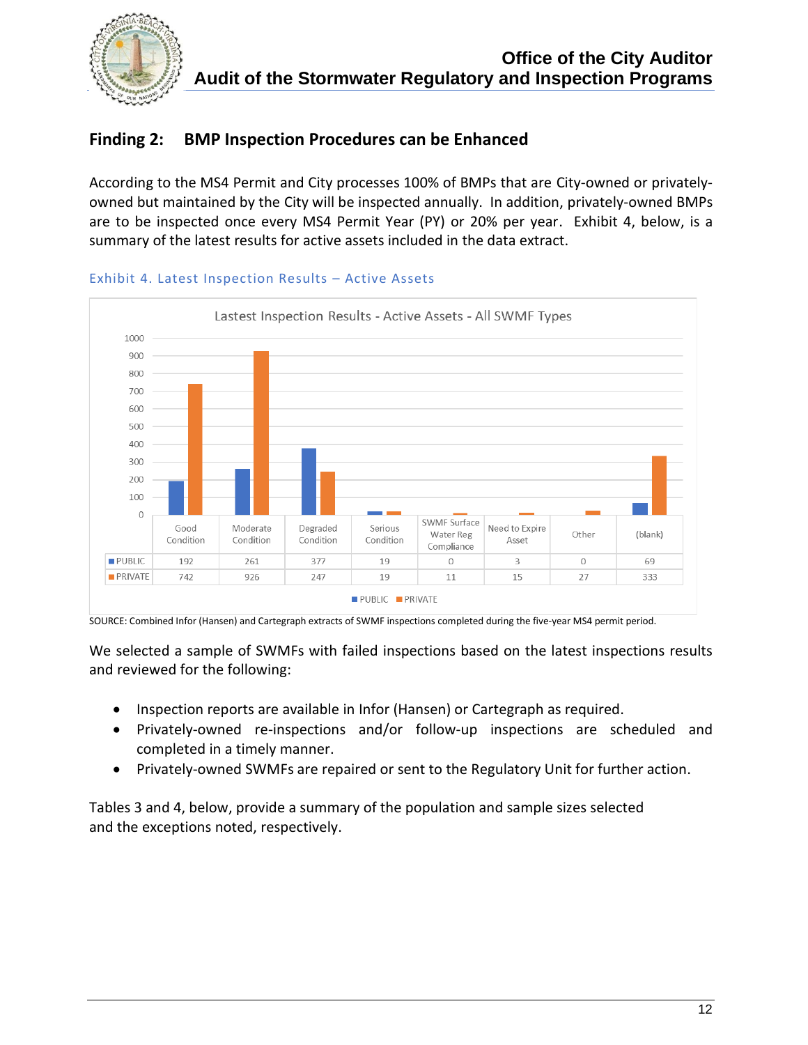## Finding 2: BMP Inspection Procedures can be Enhanced

According to the MS4 Permit and City processes 100% of BMPs that are City-owned or privately-owned but maintained by the City will be inspected annually. In addition, privately-owned BMPs are to be inspected once every MS4 Permit Year (PY) or 20% per year. Exhibit 4, below, is a summary of the latest results for active assets included in the data extract.

Exhibit 4. Latest Inspection Results – Active Assets

Lastest Inspection Results - Active Assets - All SWMF Types

| | Good Condition | Moderate Condition | Degraded Condition | Serious Condition | SWMF Surface Water Reg Compliance | Need to Expire Asset | Other | (blank) |
|---|---|---|---|---|---|---|---|---|
| PUBLIC | 192 | 261 | 377 | 19 | 0 | 3 | 0 | 69 |
| PRIVATE | 742 | 926 | 247 | 19 | 11 | 15 | 27 | 333 |

SOURCE: Combined Infor (Hansen) and Cartegraph extracts of SWMF inspections completed during the five-year MS4 permit period.

We selected a sample of SWMFs with failed inspections based on the latest inspections results and reviewed for the following:

- Inspection reports are available in Infor (Hansen) or Cartegraph as required.
- Privately-owned re-inspections and/or follow-up inspections are scheduled and completed in a timely manner.
- Privately-owned SWMFs are repaired or sent to the Regulatory Unit for further action.

Tables 3 and 4, below, provide a summary of the population and sample sizes selected and the exceptions noted, respectively.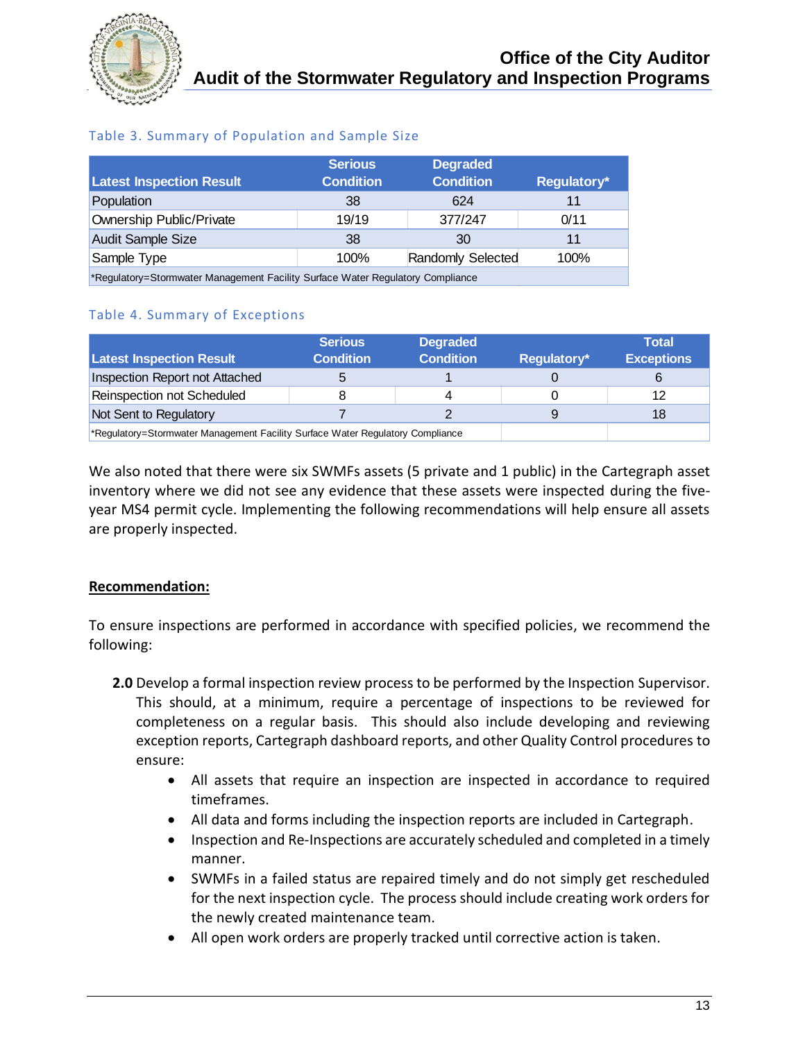Table 3. Summary of Population and Sample Size

| Latest Inspection Result | Serious Condition | Degraded Condition | Regulatory* |
|---|---|---|---|
| Population | 38 | 624 | 11 |
| Ownership Public/Private | 19/19 | 377/247 | 0/11 |
| Audit Sample Size | 38 | 30 | 11 |
| Sample Type | 100% | Randomly Selected | 100% |
| *Regulatory=Stormwater Management Facility Surface Water Regulatory Compliance | | | |

Table 4. Summary of Exceptions

| Latest Inspection Result | Serious Condition | Degraded Condition | Regulatory* | Total Exceptions |
|---|---|---|---|---|
| Inspection Report not Attached | 5 | 1 | 0 | 6 |
| Reinspection not Scheduled | 8 | 4 | 0 | 12 |
| Not Sent to Regulatory | 7 | 2 | 9 | 18 |
| *Regulatory=Stormwater Management Facility Surface Water Regulatory Compliance | | | | |

We also noted that there were six SWMFs assets (5 private and 1 public) in the Cartegraph asset inventory where we did not see any evidence that these assets were inspected during the five-year MS4 permit cycle. Implementing the following recommendations will help ensure all assets are properly inspected.

**Recommendation:**

To ensure inspections are performed in accordance with specified policies, we recommend the following:

**2.0** Develop a formal inspection review process to be performed by the Inspection Supervisor. This should, at a minimum, require a percentage of inspections to be reviewed for completeness on a regular basis. This should also include developing and reviewing exception reports, Cartegraph dashboard reports, and other Quality Control procedures to ensure:

- All assets that require an inspection are inspected in accordance to required timeframes.
- All data and forms including the inspection reports are included in Cartegraph.
- Inspection and Re-Inspections are accurately scheduled and completed in a timely manner.
- SWMFs in a failed status are repaired timely and do not simply get rescheduled for the next inspection cycle. The process should include creating work orders for the newly created maintenance team.
- All open work orders are properly tracked until corrective action is taken.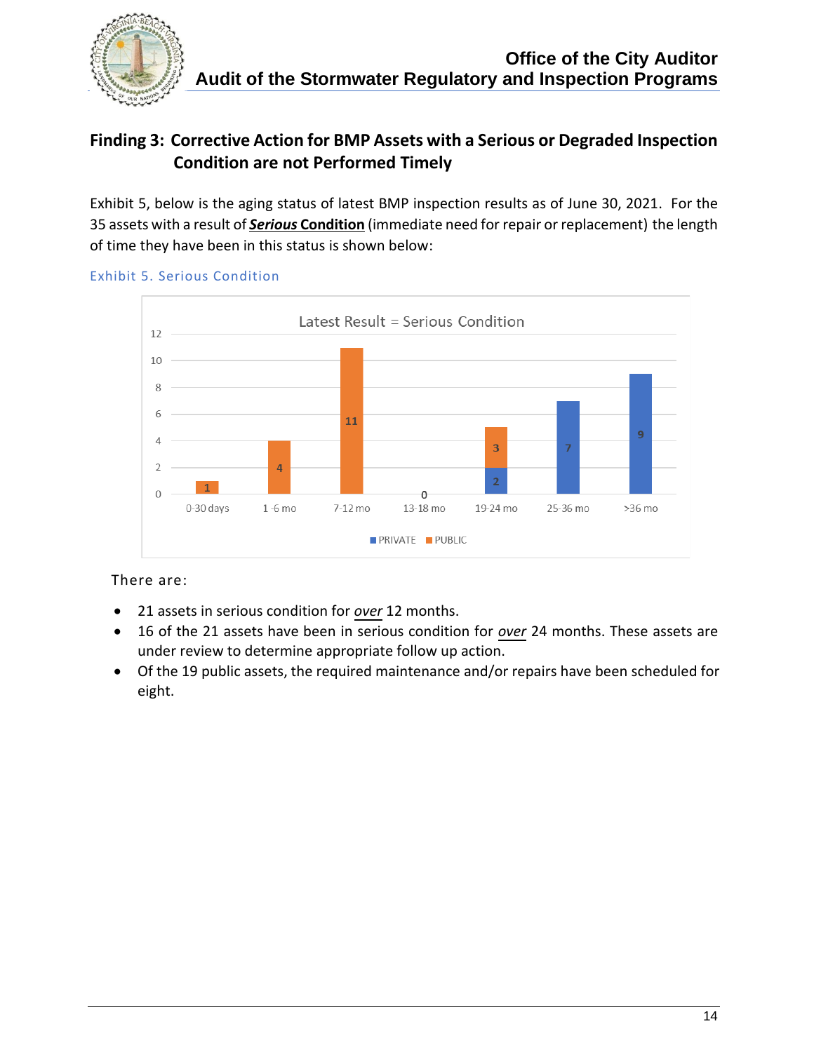## Finding 3: Corrective Action for BMP Assets with a Serious or Degraded Inspection Condition are not Performed Timely

Exhibit 5, below is the aging status of latest BMP inspection results as of June 30, 2021. For the 35 assets with a result of ***Serious* Condition** (immediate need for repair or replacement) the length of time they have been in this status is shown below:

Exhibit 5. Serious Condition

Latest Result = Serious Condition

| | PRIVATE | PUBLIC |
|---|---|---|
| 0-30 days | | 1 |
| 1-6 mo | | 4 |
| 7-12 mo | | 11 |
| 13-18 mo | 0 | |
| 19-24 mo | 2 | 3 |
| 25-36 mo | 7 | |
| >36 mo | 9 | |

There are:

- 21 assets in serious condition for *over* 12 months.
- 16 of the 21 assets have been in serious condition for *over* 24 months. These assets are under review to determine appropriate follow up action.
- Of the 19 public assets, the required maintenance and/or repairs have been scheduled for eight.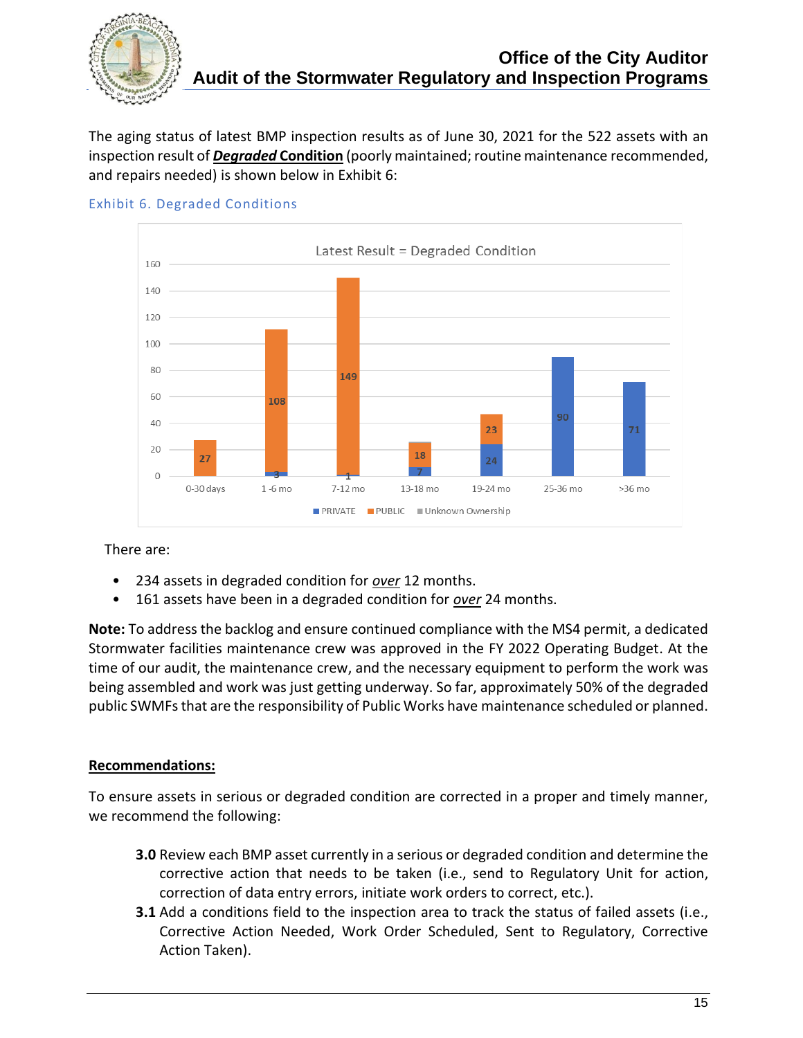The aging status of latest BMP inspection results as of June 30, 2021 for the 522 assets with an inspection result of ***Degraded* Condition** (poorly maintained; routine maintenance recommended, and repairs needed) is shown below in Exhibit 6:

Exhibit 6. Degraded Conditions

Latest Result = Degraded Condition

| Aging | PRIVATE | PUBLIC | Unknown Ownership |
|---|---|---|---|
| 0-30 days | | 27 | |
| 1 -6 mo | 3 | 108 | |
| 7-12 mo | 1 | 149 | |
| 13-18 mo | 7 | 18 | |
| 19-24 mo | 24 | 23 | |
| 25-36 mo | 90 | | |
| >36 mo | 71 | | |

There are:

- 234 assets in degraded condition for *over* 12 months.
- 161 assets have been in a degraded condition for *over* 24 months.

**Note:** To address the backlog and ensure continued compliance with the MS4 permit, a dedicated Stormwater facilities maintenance crew was approved in the FY 2022 Operating Budget. At the time of our audit, the maintenance crew, and the necessary equipment to perform the work was being assembled and work was just getting underway. So far, approximately 50% of the degraded public SWMFs that are the responsibility of Public Works have maintenance scheduled or planned.

**Recommendations:**

To ensure assets in serious or degraded condition are corrected in a proper and timely manner, we recommend the following:

- **3.0** Review each BMP asset currently in a serious or degraded condition and determine the corrective action that needs to be taken (i.e., send to Regulatory Unit for action, correction of data entry errors, initiate work orders to correct, etc.).
- **3.1** Add a conditions field to the inspection area to track the status of failed assets (i.e., Corrective Action Needed, Work Order Scheduled, Sent to Regulatory, Corrective Action Taken).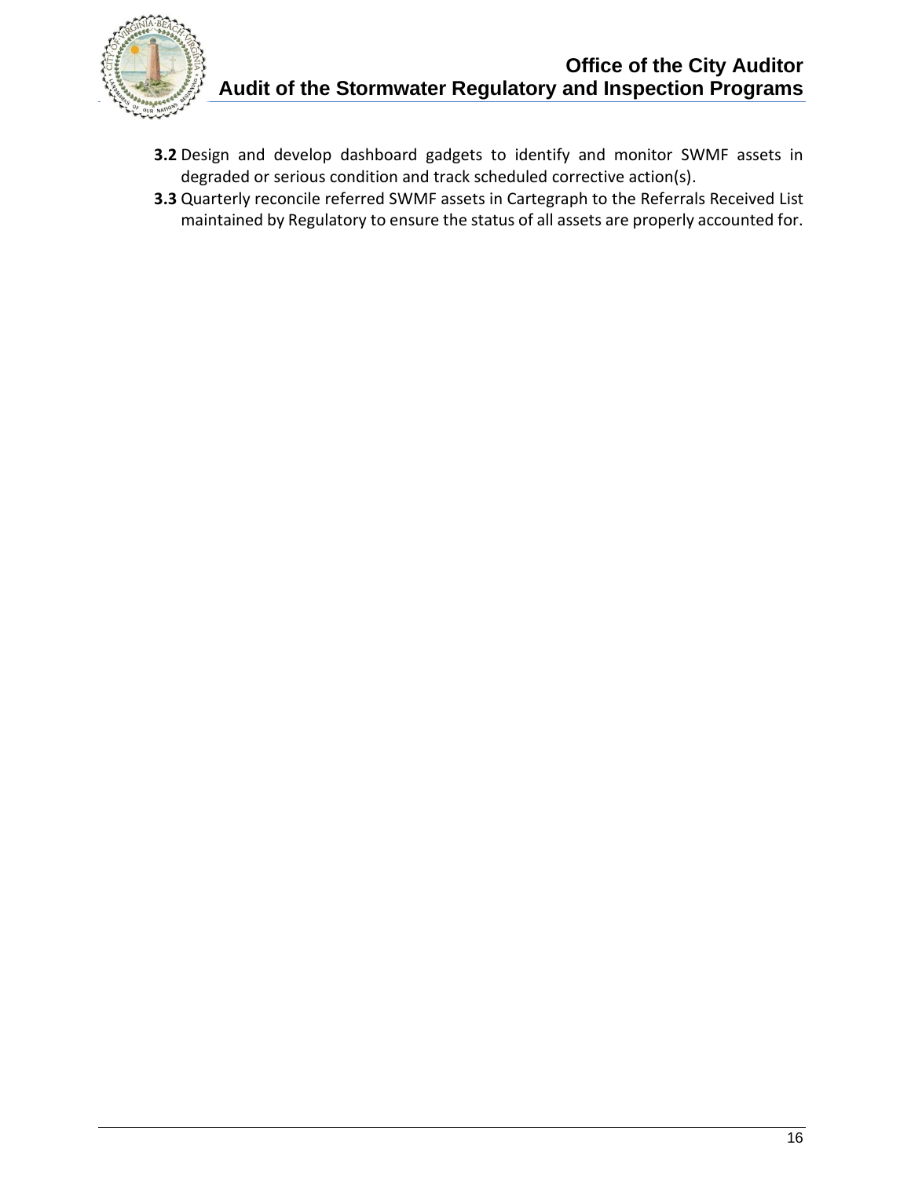**3.2** Design and develop dashboard gadgets to identify and monitor SWMF assets in degraded or serious condition and track scheduled corrective action(s).

**3.3** Quarterly reconcile referred SWMF assets in Cartegraph to the Referrals Received List maintained by Regulatory to ensure the status of all assets are properly accounted for.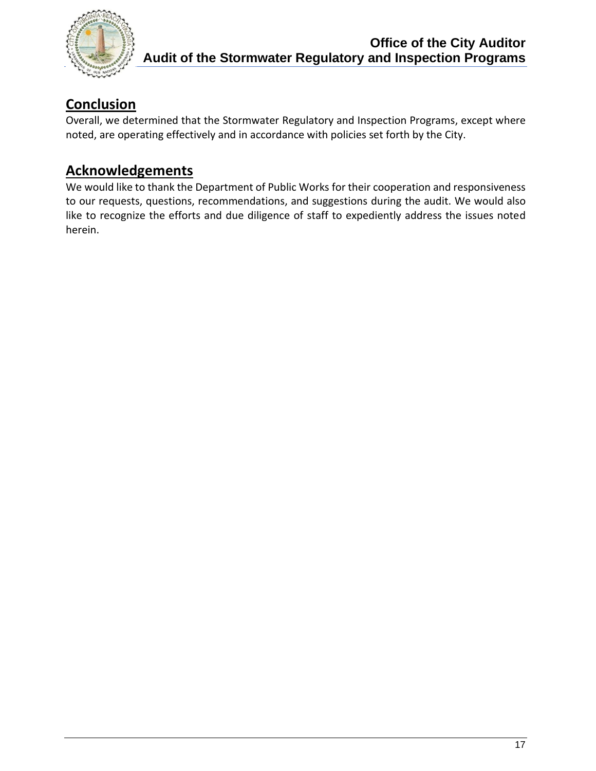## Conclusion

Overall, we determined that the Stormwater Regulatory and Inspection Programs, except where noted, are operating effectively and in accordance with policies set forth by the City.

## Acknowledgements

We would like to thank the Department of Public Works for their cooperation and responsiveness to our requests, questions, recommendations, and suggestions during the audit. We would also like to recognize the efforts and due diligence of staff to expediently address the issues noted herein.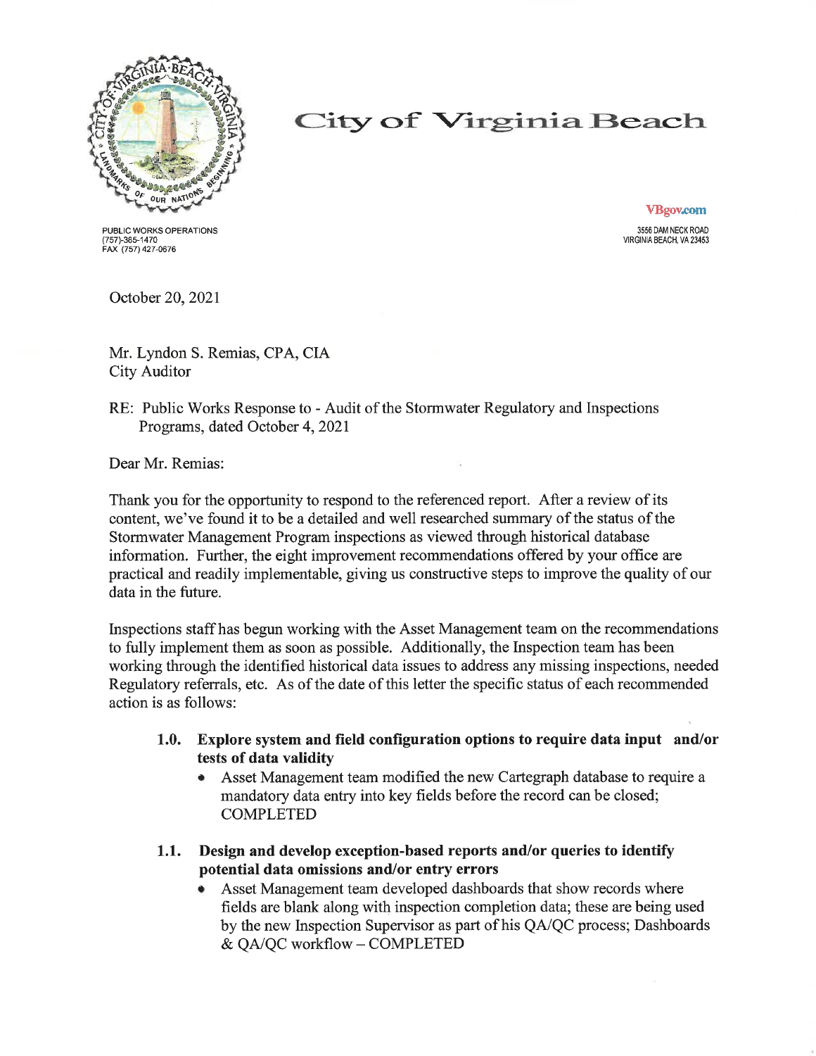# City of Virginia Beach

PUBLIC WORKS OPERATIONS
(757)-385-1470
FAX (757) 427-0676

VBgov.com

3556 DAM NECK ROAD
VIRGINIA BEACH, VA 23453

October 20, 2021

Mr. Lyndon S. Remias, CPA, CIA
City Auditor

RE: Public Works Response to - Audit of the Stormwater Regulatory and Inspections Programs, dated October 4, 2021

Dear Mr. Remias:

Thank you for the opportunity to respond to the referenced report. After a review of its content, we've found it to be a detailed and well researched summary of the status of the Stormwater Management Program inspections as viewed through historical database information. Further, the eight improvement recommendations offered by your office are practical and readily implementable, giving us constructive steps to improve the quality of our data in the future.

Inspections staff has begun working with the Asset Management team on the recommendations to fully implement them as soon as possible. Additionally, the Inspection team has been working through the identified historical data issues to address any missing inspections, needed Regulatory referrals, etc. As of the date of this letter the specific status of each recommended action is as follows:

**1.0. Explore system and field configuration options to require data input and/or tests of data validity**

- Asset Management team modified the new Cartegraph database to require a mandatory data entry into key fields before the record can be closed; COMPLETED

**1.1. Design and develop exception-based reports and/or queries to identify potential data omissions and/or entry errors**

- Asset Management team developed dashboards that show records where fields are blank along with inspection completion data; these are being used by the new Inspection Supervisor as part of his QA/QC process; Dashboards & QA/QC workflow – COMPLETED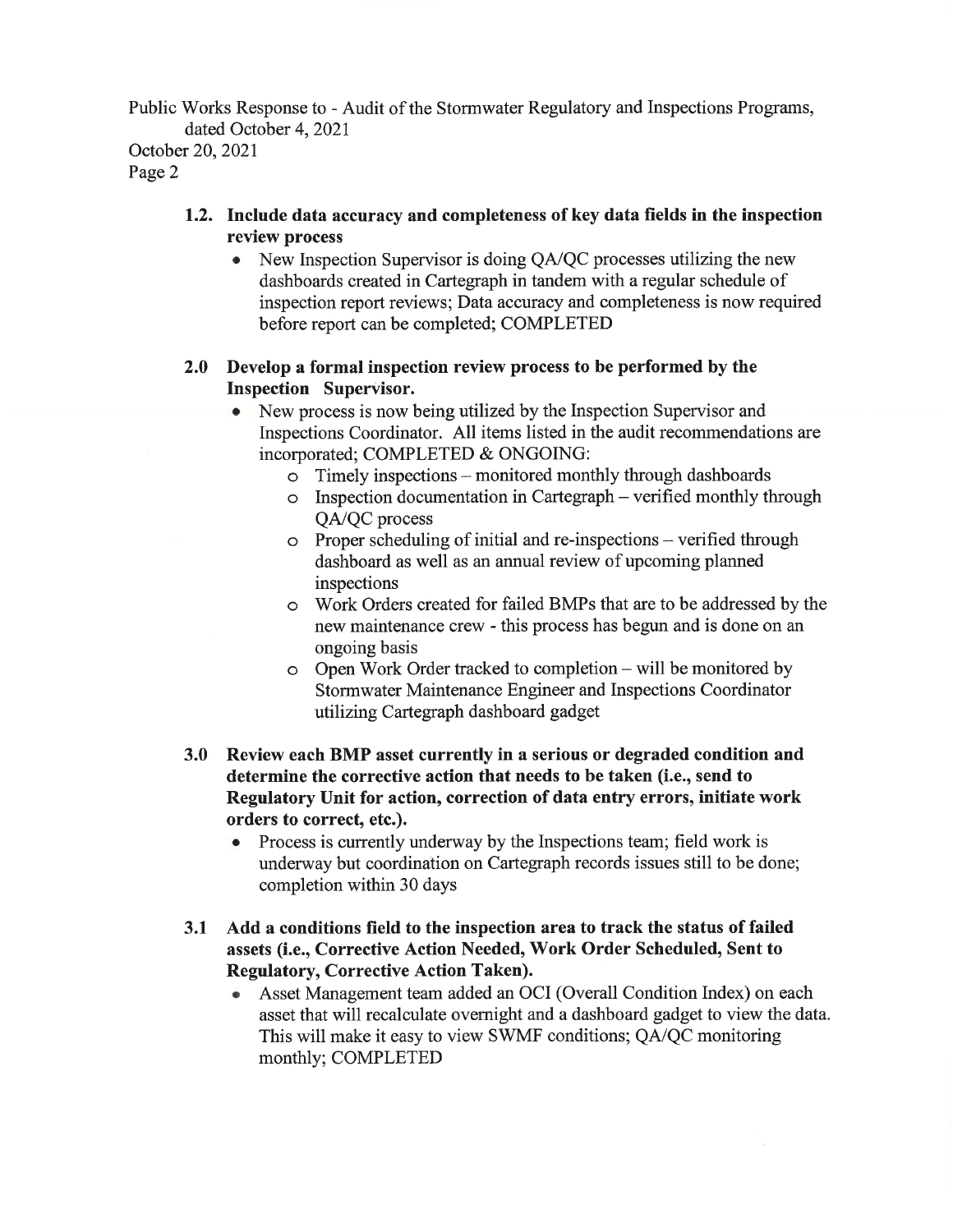**1.2. Include data accuracy and completeness of key data fields in the inspection review process**

- New Inspection Supervisor is doing QA/QC processes utilizing the new dashboards created in Cartegraph in tandem with a regular schedule of inspection report reviews; Data accuracy and completeness is now required before report can be completed; COMPLETED

**2.0 Develop a formal inspection review process to be performed by the Inspection Supervisor.**

- New process is now being utilized by the Inspection Supervisor and Inspections Coordinator. All items listed in the audit recommendations are incorporated; COMPLETED & ONGOING:
  - Timely inspections – monitored monthly through dashboards
  - Inspection documentation in Cartegraph – verified monthly through QA/QC process
  - Proper scheduling of initial and re-inspections – verified through dashboard as well as an annual review of upcoming planned inspections
  - Work Orders created for failed BMPs that are to be addressed by the new maintenance crew - this process has begun and is done on an ongoing basis
  - Open Work Order tracked to completion – will be monitored by Stormwater Maintenance Engineer and Inspections Coordinator utilizing Cartegraph dashboard gadget

**3.0 Review each BMP asset currently in a serious or degraded condition and determine the corrective action that needs to be taken (i.e., send to Regulatory Unit for action, correction of data entry errors, initiate work orders to correct, etc.).**

- Process is currently underway by the Inspections team; field work is underway but coordination on Cartegraph records issues still to be done; completion within 30 days

**3.1 Add a conditions field to the inspection area to track the status of failed assets (i.e., Corrective Action Needed, Work Order Scheduled, Sent to Regulatory, Corrective Action Taken).**

- Asset Management team added an OCI (Overall Condition Index) on each asset that will recalculate overnight and a dashboard gadget to view the data. This will make it easy to view SWMF conditions; QA/QC monitoring monthly; COMPLETED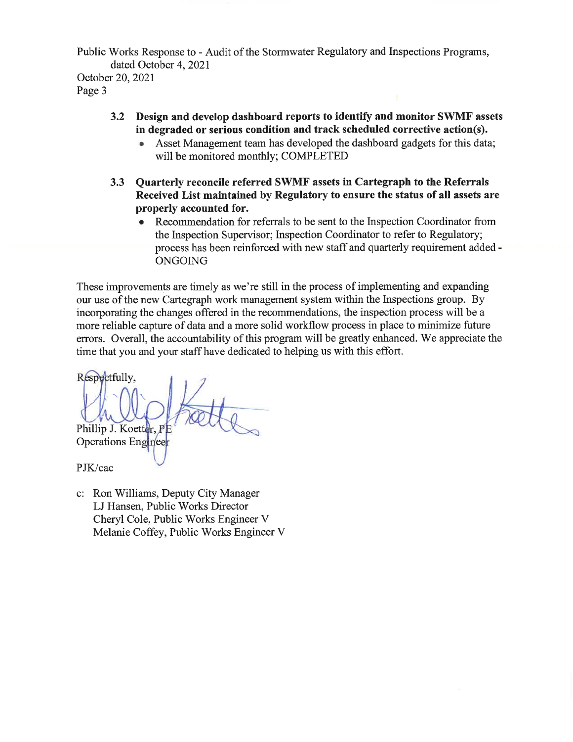**3.2 Design and develop dashboard reports to identify and monitor SWMF assets in degraded or serious condition and track scheduled corrective action(s).**

- Asset Management team has developed the dashboard gadgets for this data; will be monitored monthly; COMPLETED

**3.3 Quarterly reconcile referred SWMF assets in Cartegraph to the Referrals Received List maintained by Regulatory to ensure the status of all assets are properly accounted for.**

- Recommendation for referrals to be sent to the Inspection Coordinator from the Inspection Supervisor; Inspection Coordinator to refer to Regulatory; process has been reinforced with new staff and quarterly requirement added - ONGOING

These improvements are timely as we're still in the process of implementing and expanding our use of the new Cartegraph work management system within the Inspections group. By incorporating the changes offered in the recommendations, the inspection process will be a more reliable capture of data and a more solid workflow process in place to minimize future errors. Overall, the accountability of this program will be greatly enhanced. We appreciate the time that you and your staff have dedicated to helping us with this effort.

Respectfully,

Phillip J. Koetter, PE
Operations Engineer

PJK/cac

c: Ron Williams, Deputy City Manager
LJ Hansen, Public Works Director
Cheryl Cole, Public Works Engineer V
Melanie Coffey, Public Works Engineer V